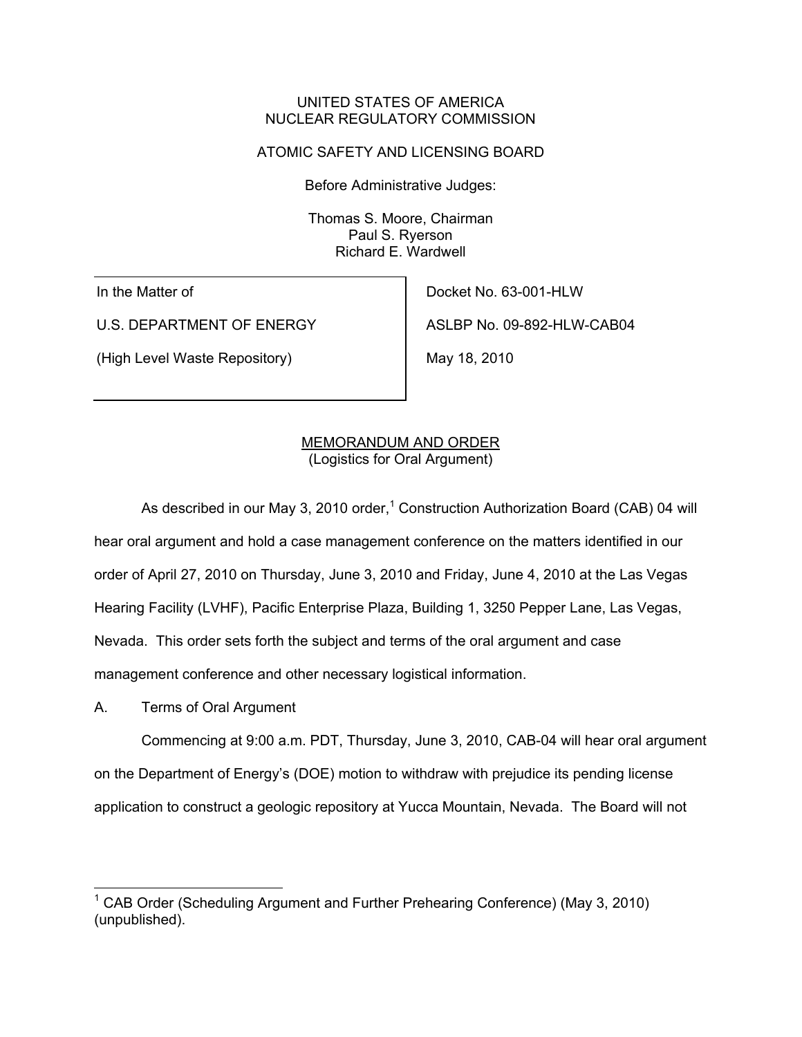UNITED STATES OF AMERICA
NUCLEAR REGULATORY COMMISSION

ATOMIC SAFETY AND LICENSING BOARD

Before Administrative Judges:

Thomas S. Moore, Chairman
Paul S. Ryerson
Richard E. Wardwell

| | |
|---|---|
| In the Matter of | Docket No. 63-001-HLW |
| U.S. DEPARTMENT OF ENERGY | ASLBP No. 09-892-HLW-CAB04 |
| (High Level Waste Repository) | May 18, 2010 |

MEMORANDUM AND ORDER
(Logistics for Oral Argument)

As described in our May 3, 2010 order,[1] Construction Authorization Board (CAB) 04 will hear oral argument and hold a case management conference on the matters identified in our order of April 27, 2010 on Thursday, June 3, 2010 and Friday, June 4, 2010 at the Las Vegas Hearing Facility (LVHF), Pacific Enterprise Plaza, Building 1, 3250 Pepper Lane, Las Vegas, Nevada. This order sets forth the subject and terms of the oral argument and case management conference and other necessary logistical information.

A. Terms of Oral Argument

Commencing at 9:00 a.m. PDT, Thursday, June 3, 2010, CAB-04 will hear oral argument on the Department of Energy's (DOE) motion to withdraw with prejudice its pending license application to construct a geologic repository at Yucca Mountain, Nevada. The Board will not

[1] CAB Order (Scheduling Argument and Further Prehearing Conference) (May 3, 2010) (unpublished).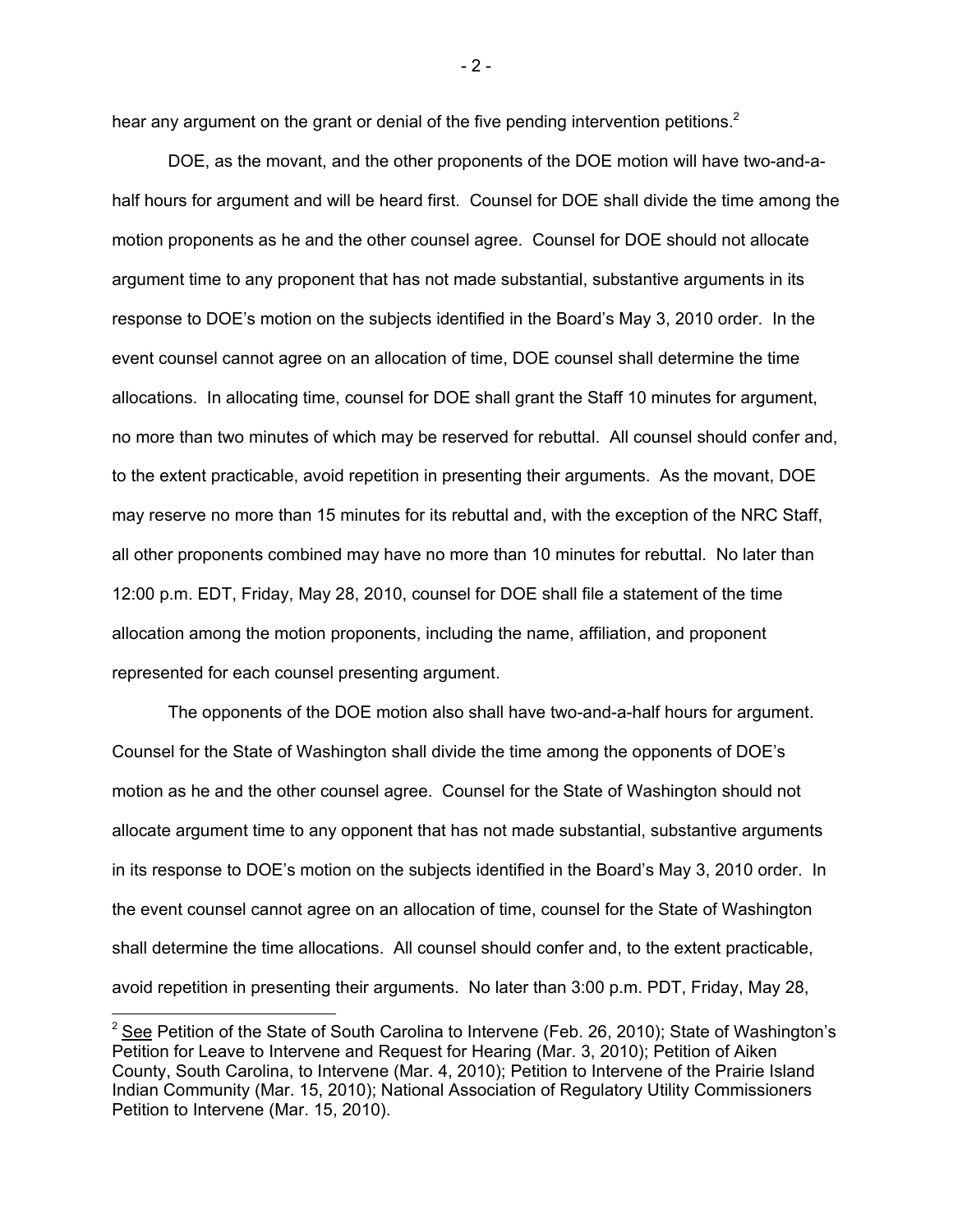hear any argument on the grant or denial of the five pending intervention petitions.[2]

DOE, as the movant, and the other proponents of the DOE motion will have two-and-a-half hours for argument and will be heard first. Counsel for DOE shall divide the time among the motion proponents as he and the other counsel agree. Counsel for DOE should not allocate argument time to any proponent that has not made substantial, substantive arguments in its response to DOE's motion on the subjects identified in the Board's May 3, 2010 order. In the event counsel cannot agree on an allocation of time, DOE counsel shall determine the time allocations. In allocating time, counsel for DOE shall grant the Staff 10 minutes for argument, no more than two minutes of which may be reserved for rebuttal. All counsel should confer and, to the extent practicable, avoid repetition in presenting their arguments. As the movant, DOE may reserve no more than 15 minutes for its rebuttal and, with the exception of the NRC Staff, all other proponents combined may have no more than 10 minutes for rebuttal. No later than 12:00 p.m. EDT, Friday, May 28, 2010, counsel for DOE shall file a statement of the time allocation among the motion proponents, including the name, affiliation, and proponent represented for each counsel presenting argument.

The opponents of the DOE motion also shall have two-and-a-half hours for argument. Counsel for the State of Washington shall divide the time among the opponents of DOE's motion as he and the other counsel agree. Counsel for the State of Washington should not allocate argument time to any opponent that has not made substantial, substantive arguments in its response to DOE's motion on the subjects identified in the Board's May 3, 2010 order. In the event counsel cannot agree on an allocation of time, counsel for the State of Washington shall determine the time allocations. All counsel should confer and, to the extent practicable, avoid repetition in presenting their arguments. No later than 3:00 p.m. PDT, Friday, May 28,

---

[2] See Petition of the State of South Carolina to Intervene (Feb. 26, 2010); State of Washington's Petition for Leave to Intervene and Request for Hearing (Mar. 3, 2010); Petition of Aiken County, South Carolina, to Intervene (Mar. 4, 2010); Petition to Intervene of the Prairie Island Indian Community (Mar. 15, 2010); National Association of Regulatory Utility Commissioners Petition to Intervene (Mar. 15, 2010).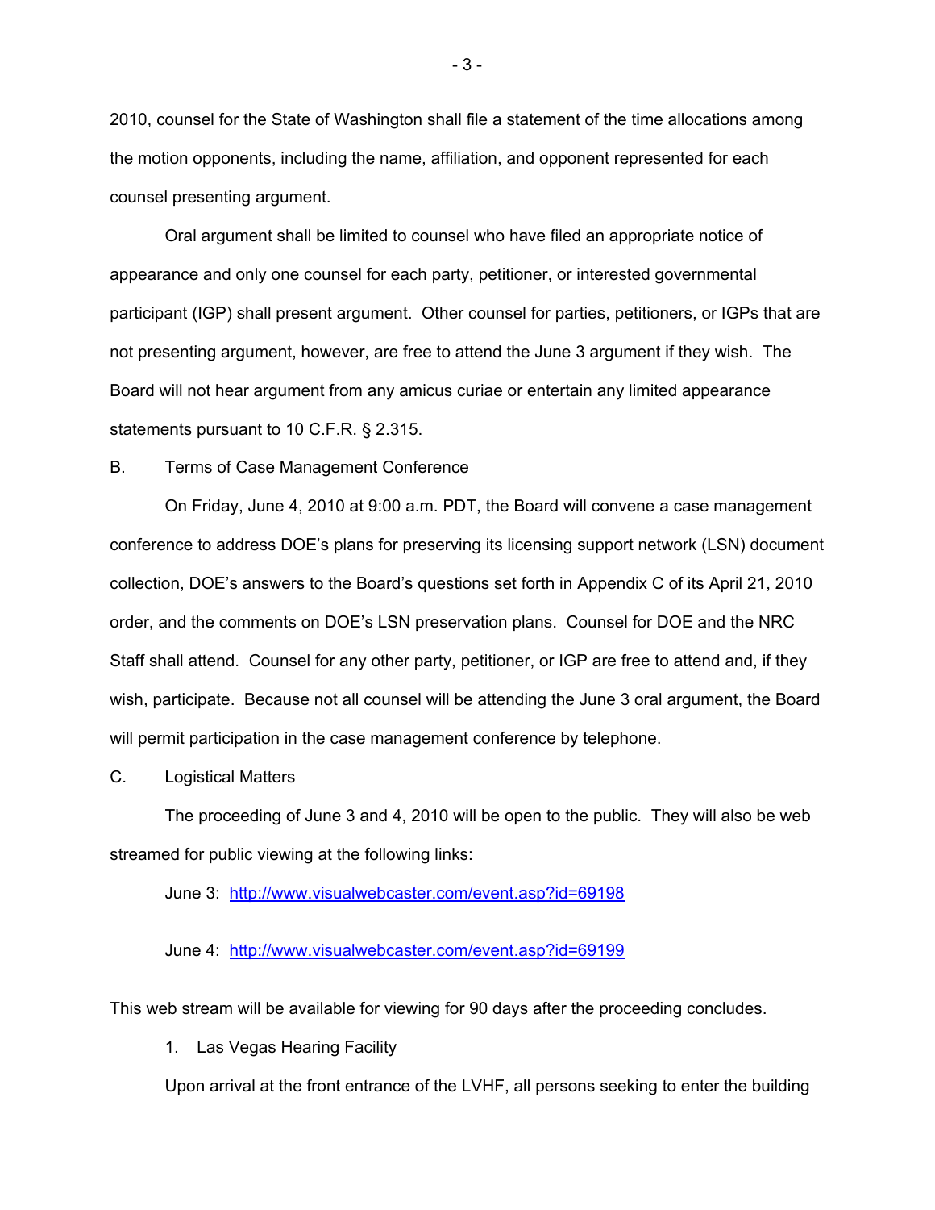2010, counsel for the State of Washington shall file a statement of the time allocations among the motion opponents, including the name, affiliation, and opponent represented for each counsel presenting argument.

Oral argument shall be limited to counsel who have filed an appropriate notice of appearance and only one counsel for each party, petitioner, or interested governmental participant (IGP) shall present argument. Other counsel for parties, petitioners, or IGPs that are not presenting argument, however, are free to attend the June 3 argument if they wish. The Board will not hear argument from any amicus curiae or entertain any limited appearance statements pursuant to 10 C.F.R. § 2.315.

B. Terms of Case Management Conference

On Friday, June 4, 2010 at 9:00 a.m. PDT, the Board will convene a case management conference to address DOE's plans for preserving its licensing support network (LSN) document collection, DOE's answers to the Board's questions set forth in Appendix C of its April 21, 2010 order, and the comments on DOE's LSN preservation plans. Counsel for DOE and the NRC Staff shall attend. Counsel for any other party, petitioner, or IGP are free to attend and, if they wish, participate. Because not all counsel will be attending the June 3 oral argument, the Board will permit participation in the case management conference by telephone.

C. Logistical Matters

The proceeding of June 3 and 4, 2010 will be open to the public. They will also be web streamed for public viewing at the following links:

June 3: http://www.visualwebcaster.com/event.asp?id=69198

June 4: http://www.visualwebcaster.com/event.asp?id=69199

This web stream will be available for viewing for 90 days after the proceeding concludes.

1. Las Vegas Hearing Facility

Upon arrival at the front entrance of the LVHF, all persons seeking to enter the building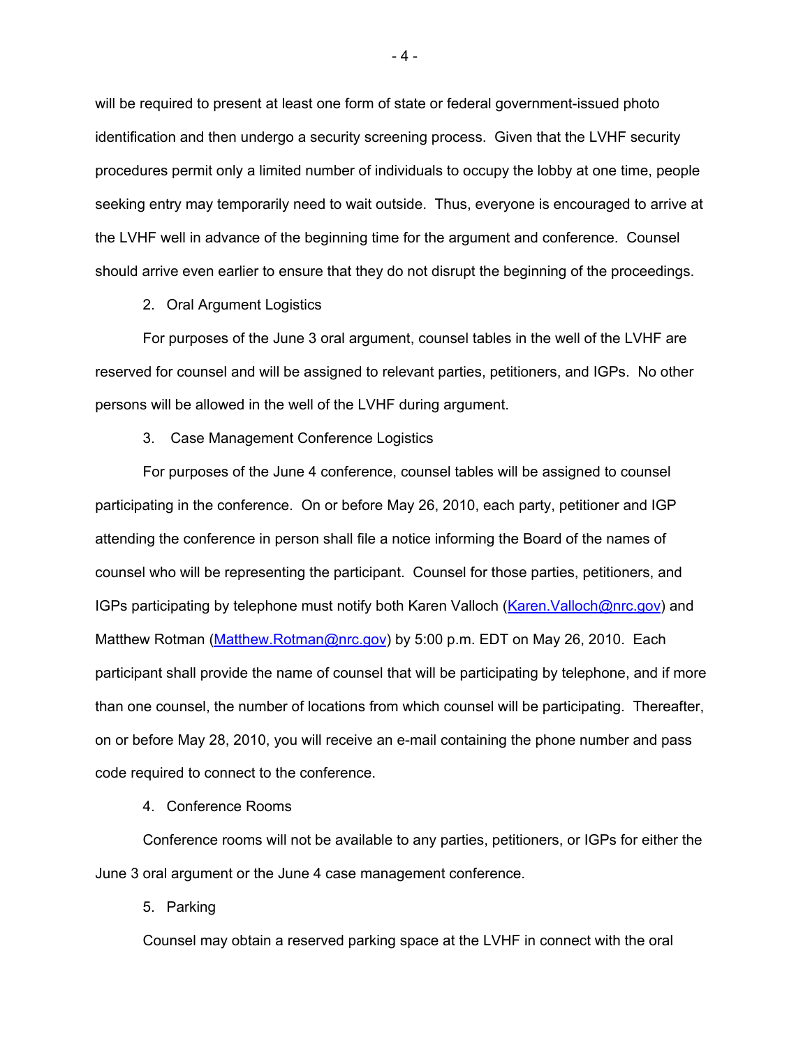will be required to present at least one form of state or federal government-issued photo identification and then undergo a security screening process. Given that the LVHF security procedures permit only a limited number of individuals to occupy the lobby at one time, people seeking entry may temporarily need to wait outside. Thus, everyone is encouraged to arrive at the LVHF well in advance of the beginning time for the argument and conference. Counsel should arrive even earlier to ensure that they do not disrupt the beginning of the proceedings.

2. Oral Argument Logistics

For purposes of the June 3 oral argument, counsel tables in the well of the LVHF are reserved for counsel and will be assigned to relevant parties, petitioners, and IGPs. No other persons will be allowed in the well of the LVHF during argument.

3. Case Management Conference Logistics

For purposes of the June 4 conference, counsel tables will be assigned to counsel participating in the conference. On or before May 26, 2010, each party, petitioner and IGP attending the conference in person shall file a notice informing the Board of the names of counsel who will be representing the participant. Counsel for those parties, petitioners, and IGPs participating by telephone must notify both Karen Valloch (Karen.Valloch@nrc.gov) and Matthew Rotman (Matthew.Rotman@nrc.gov) by 5:00 p.m. EDT on May 26, 2010. Each participant shall provide the name of counsel that will be participating by telephone, and if more than one counsel, the number of locations from which counsel will be participating. Thereafter, on or before May 28, 2010, you will receive an e-mail containing the phone number and pass code required to connect to the conference.

4. Conference Rooms

Conference rooms will not be available to any parties, petitioners, or IGPs for either the June 3 oral argument or the June 4 case management conference.

5. Parking

Counsel may obtain a reserved parking space at the LVHF in connect with the oral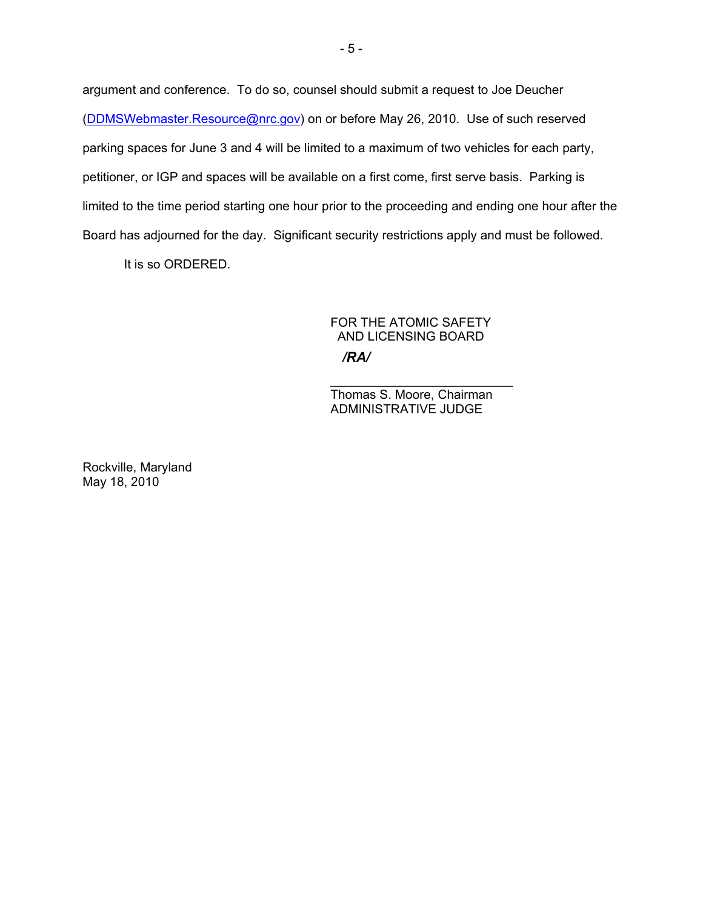argument and conference. To do so, counsel should submit a request to Joe Deucher (DDMSWebmaster.Resource@nrc.gov) on or before May 26, 2010. Use of such reserved parking spaces for June 3 and 4 will be limited to a maximum of two vehicles for each party, petitioner, or IGP and spaces will be available on a first come, first serve basis. Parking is limited to the time period starting one hour prior to the proceeding and ending one hour after the Board has adjourned for the day. Significant security restrictions apply and must be followed.

It is so ORDERED.

FOR THE ATOMIC SAFETY
AND LICENSING BOARD

***/RA/***

\_\_\_\_\_\_\_\_\_\_\_\_\_\_\_\_\_\_\_\_\_\_\_\_\_\_\_\_
Thomas S. Moore, Chairman
ADMINISTRATIVE JUDGE

Rockville, Maryland
May 18, 2010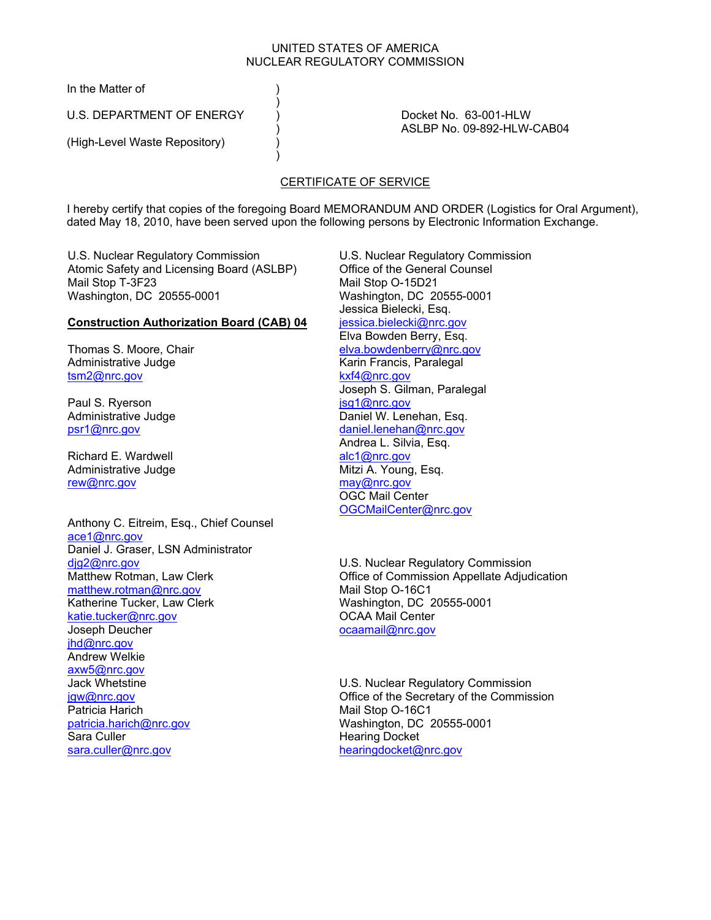UNITED STATES OF AMERICA
NUCLEAR REGULATORY COMMISSION

In the Matter of )
)
U.S. DEPARTMENT OF ENERGY ) Docket No. 63-001-HLW
) ASLBP No. 09-892-HLW-CAB04
(High-Level Waste Repository) )
)

CERTIFICATE OF SERVICE

I hereby certify that copies of the foregoing Board MEMORANDUM AND ORDER (Logistics for Oral Argument), dated May 18, 2010, have been served upon the following persons by Electronic Information Exchange.

U.S. Nuclear Regulatory Commission
Atomic Safety and Licensing Board (ASLBP)
Mail Stop T-3F23
Washington, DC 20555-0001

**Construction Authorization Board (CAB) 04**

Thomas S. Moore, Chair
Administrative Judge
tsm2@nrc.gov

Paul S. Ryerson
Administrative Judge
psr1@nrc.gov

Richard E. Wardwell
Administrative Judge
rew@nrc.gov

Anthony C. Eitreim, Esq., Chief Counsel
ace1@nrc.gov
Daniel J. Graser, LSN Administrator
djg2@nrc.gov
Matthew Rotman, Law Clerk
matthew.rotman@nrc.gov
Katherine Tucker, Law Clerk
katie.tucker@nrc.gov
Joseph Deucher
jhd@nrc.gov
Andrew Welkie
axw5@nrc.gov
Jack Whetstine
jgw@nrc.gov
Patricia Harich
patricia.harich@nrc.gov
Sara Culler
sara.culler@nrc.gov

U.S. Nuclear Regulatory Commission
Office of the General Counsel
Mail Stop O-15D21
Washington, DC 20555-0001
Jessica Bielecki, Esq.
jessica.bielecki@nrc.gov
Elva Bowden Berry, Esq.
elva.bowdenberry@nrc.gov
Karin Francis, Paralegal
kxf4@nrc.gov
Joseph S. Gilman, Paralegal
jsg1@nrc.gov
Daniel W. Lenehan, Esq.
daniel.lenehan@nrc.gov
Andrea L. Silvia, Esq.
alc1@nrc.gov
Mitzi A. Young, Esq.
may@nrc.gov
OGC Mail Center
OGCMailCenter@nrc.gov

U.S. Nuclear Regulatory Commission
Office of Commission Appellate Adjudication
Mail Stop O-16C1
Washington, DC 20555-0001
OCAA Mail Center
ocaamail@nrc.gov

U.S. Nuclear Regulatory Commission
Office of the Secretary of the Commission
Mail Stop O-16C1
Washington, DC 20555-0001
Hearing Docket
hearingdocket@nrc.gov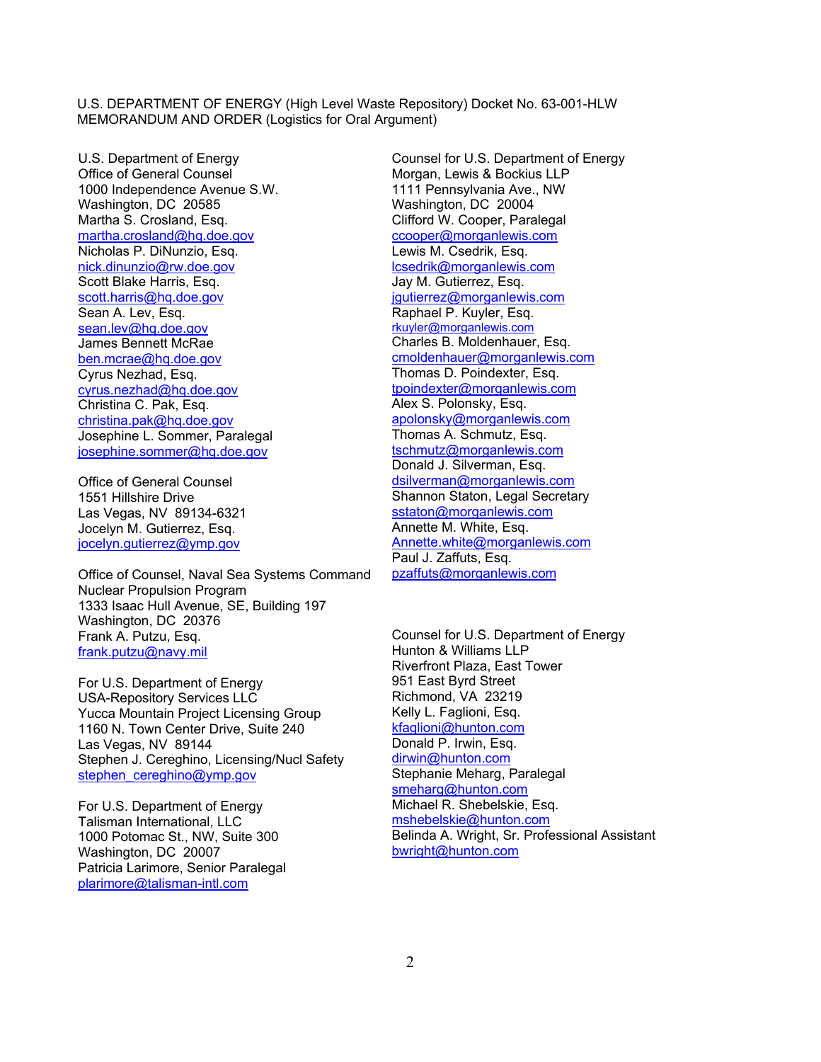U.S. DEPARTMENT OF ENERGY (High Level Waste Repository) Docket No. 63-001-HLW
MEMORANDUM AND ORDER (Logistics for Oral Argument)

U.S. Department of Energy
Office of General Counsel
1000 Independence Avenue S.W.
Washington, DC 20585
Martha S. Crosland, Esq.
martha.crosland@hq.doe.gov
Nicholas P. DiNunzio, Esq.
nick.dinunzio@rw.doe.gov
Scott Blake Harris, Esq.
scott.harris@hq.doe.gov
Sean A. Lev, Esq.
sean.lev@hq.doe.gov
James Bennett McRae
ben.mcrae@hq.doe.gov
Cyrus Nezhad, Esq.
cyrus.nezhad@hq.doe.gov
Christina C. Pak, Esq.
christina.pak@hq.doe.gov
Josephine L. Sommer, Paralegal
josephine.sommer@hq.doe.gov

Office of General Counsel
1551 Hillshire Drive
Las Vegas, NV 89134-6321
Jocelyn M. Gutierrez, Esq.
jocelyn.gutierrez@ymp.gov

Office of Counsel, Naval Sea Systems Command
Nuclear Propulsion Program
1333 Isaac Hull Avenue, SE, Building 197
Washington, DC 20376
Frank A. Putzu, Esq.
frank.putzu@navy.mil

For U.S. Department of Energy
USA-Repository Services LLC
Yucca Mountain Project Licensing Group
1160 N. Town Center Drive, Suite 240
Las Vegas, NV 89144
Stephen J. Cereghino, Licensing/Nucl Safety
stephen_cereghino@ymp.gov

For U.S. Department of Energy
Talisman International, LLC
1000 Potomac St., NW, Suite 300
Washington, DC 20007
Patricia Larimore, Senior Paralegal
plarimore@talisman-intl.com

Counsel for U.S. Department of Energy
Morgan, Lewis & Bockius LLP
1111 Pennsylvania Ave., NW
Washington, DC 20004
Clifford W. Cooper, Paralegal
ccooper@morganlewis.com
Lewis M. Csedrik, Esq.
lcsedrik@morganlewis.com
Jay M. Gutierrez, Esq.
jgutierrez@morganlewis.com
Raphael P. Kuyler, Esq.
rkuyler@morganlewis.com
Charles B. Moldenhauer, Esq.
cmoldenhauer@morganlewis.com
Thomas D. Poindexter, Esq.
tpoindexter@morganlewis.com
Alex S. Polonsky, Esq.
apolonsky@morganlewis.com
Thomas A. Schmutz, Esq.
tschmutz@morganlewis.com
Donald J. Silverman, Esq.
dsilverman@morganlewis.com
Shannon Staton, Legal Secretary
sstaton@morganlewis.com
Annette M. White, Esq.
Annette.white@morganlewis.com
Paul J. Zaffuts, Esq.
pzaffuts@morganlewis.com

Counsel for U.S. Department of Energy
Hunton & Williams LLP
Riverfront Plaza, East Tower
951 East Byrd Street
Richmond, VA 23219
Kelly L. Faglioni, Esq.
kfaglioni@hunton.com
Donald P. Irwin, Esq.
dirwin@hunton.com
Stephanie Meharg, Paralegal
smeharg@hunton.com
Michael R. Shebelskie, Esq.
mshebelskie@hunton.com
Belinda A. Wright, Sr. Professional Assistant
bwright@hunton.com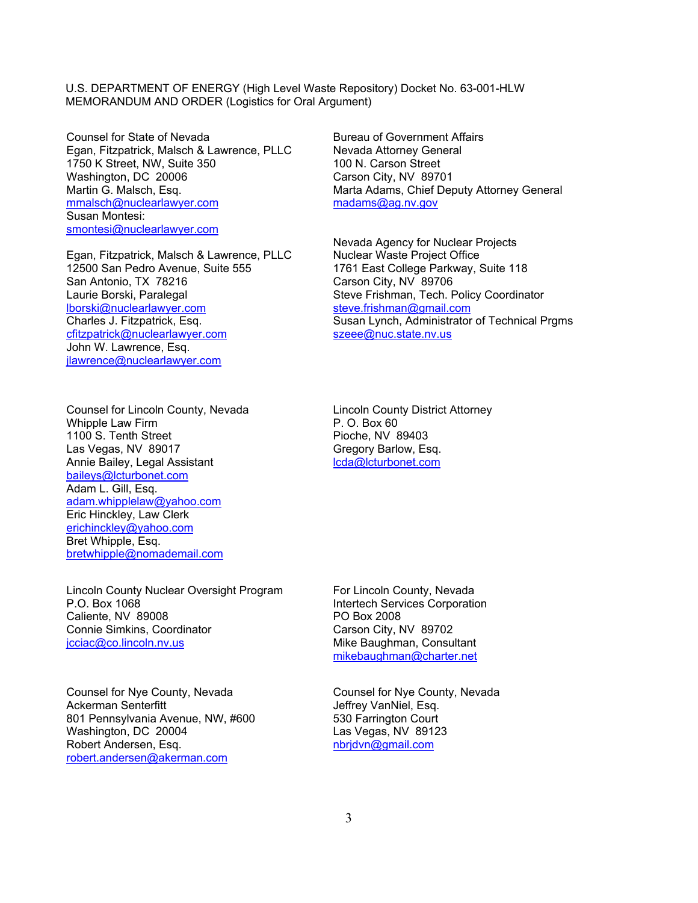U.S. DEPARTMENT OF ENERGY (High Level Waste Repository) Docket No. 63-001-HLW
MEMORANDUM AND ORDER (Logistics for Oral Argument)

Counsel for State of Nevada
Egan, Fitzpatrick, Malsch & Lawrence, PLLC
1750 K Street, NW, Suite 350
Washington, DC 20006
Martin G. Malsch, Esq.
mmalsch@nuclearlawyer.com
Susan Montesi:
smontesi@nuclearlawyer.com

Egan, Fitzpatrick, Malsch & Lawrence, PLLC
12500 San Pedro Avenue, Suite 555
San Antonio, TX 78216
Laurie Borski, Paralegal
lborski@nuclearlawyer.com
Charles J. Fitzpatrick, Esq.
cfitzpatrick@nuclearlawyer.com
John W. Lawrence, Esq.
jlawrence@nuclearlawyer.com

Bureau of Government Affairs
Nevada Attorney General
100 N. Carson Street
Carson City, NV 89701
Marta Adams, Chief Deputy Attorney General
madams@ag.nv.gov

Nevada Agency for Nuclear Projects
Nuclear Waste Project Office
1761 East College Parkway, Suite 118
Carson City, NV 89706
Steve Frishman, Tech. Policy Coordinator
steve.frishman@gmail.com
Susan Lynch, Administrator of Technical Prgms
szeee@nuc.state.nv.us

Counsel for Lincoln County, Nevada
Whipple Law Firm
1100 S. Tenth Street
Las Vegas, NV 89017
Annie Bailey, Legal Assistant
baileys@lcturbonet.com
Adam L. Gill, Esq.
adam.whipplelaw@yahoo.com
Eric Hinckley, Law Clerk
erichinckley@yahoo.com
Bret Whipple, Esq.
bretwhipple@nomademail.com

Lincoln County District Attorney
P. O. Box 60
Pioche, NV 89403
Gregory Barlow, Esq.
lcda@lcturbonet.com

Lincoln County Nuclear Oversight Program
P.O. Box 1068
Caliente, NV 89008
Connie Simkins, Coordinator
jcciac@co.lincoln.nv.us

For Lincoln County, Nevada
Intertech Services Corporation
PO Box 2008
Carson City, NV 89702
Mike Baughman, Consultant
mikebaughman@charter.net

Counsel for Nye County, Nevada
Ackerman Senterfitt
801 Pennsylvania Avenue, NW, #600
Washington, DC 20004
Robert Andersen, Esq.
robert.andersen@akerman.com

Counsel for Nye County, Nevada
Jeffrey VanNiel, Esq.
530 Farrington Court
Las Vegas, NV 89123
nbrjdvn@gmail.com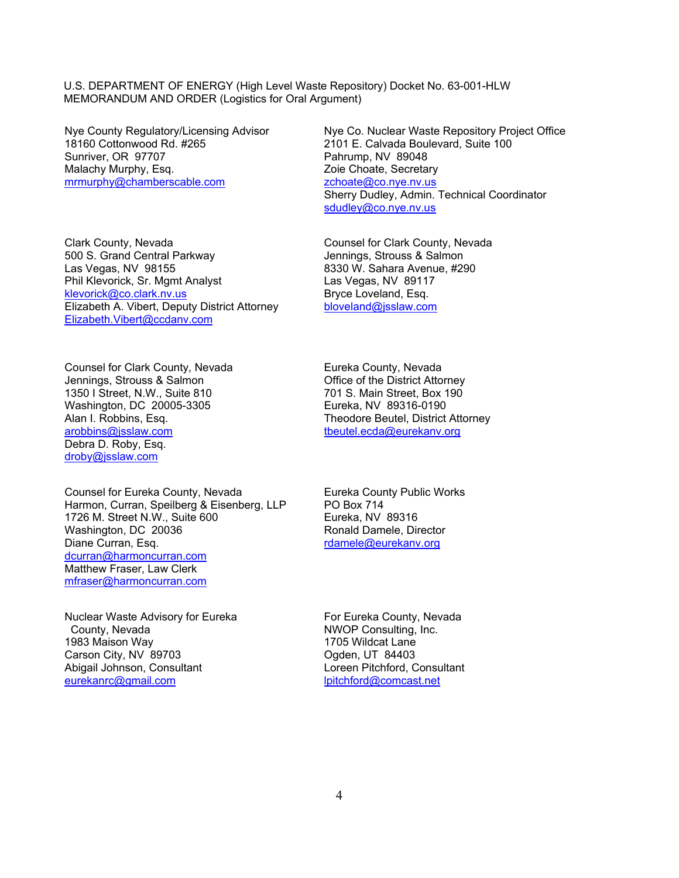U.S. DEPARTMENT OF ENERGY (High Level Waste Repository) Docket No. 63-001-HLW
MEMORANDUM AND ORDER (Logistics for Oral Argument)

Nye County Regulatory/Licensing Advisor
18160 Cottonwood Rd. #265
Sunriver, OR 97707
Malachy Murphy, Esq.
mrmurphy@chamberscable.com

Nye Co. Nuclear Waste Repository Project Office
2101 E. Calvada Boulevard, Suite 100
Pahrump, NV 89048
Zoie Choate, Secretary
zchoate@co.nye.nv.us
Sherry Dudley, Admin. Technical Coordinator
sdudley@co.nye.nv.us

Clark County, Nevada
500 S. Grand Central Parkway
Las Vegas, NV 98155
Phil Klevorick, Sr. Mgmt Analyst
klevorick@co.clark.nv.us
Elizabeth A. Vibert, Deputy District Attorney
Elizabeth.Vibert@ccdanv.com

Counsel for Clark County, Nevada
Jennings, Strouss & Salmon
8330 W. Sahara Avenue, #290
Las Vegas, NV 89117
Bryce Loveland, Esq.
bloveland@jsslaw.com

Counsel for Clark County, Nevada
Jennings, Strouss & Salmon
1350 I Street, N.W., Suite 810
Washington, DC 20005-3305
Alan I. Robbins, Esq.
arobbins@jsslaw.com
Debra D. Roby, Esq.
droby@jsslaw.com

Eureka County, Nevada
Office of the District Attorney
701 S. Main Street, Box 190
Eureka, NV 89316-0190
Theodore Beutel, District Attorney
tbeutel.ecda@eurekanv.org

Counsel for Eureka County, Nevada
Harmon, Curran, Speilberg & Eisenberg, LLP
1726 M. Street N.W., Suite 600
Washington, DC 20036
Diane Curran, Esq.
dcurran@harmoncurran.com
Matthew Fraser, Law Clerk
mfraser@harmoncurran.com

Eureka County Public Works
PO Box 714
Eureka, NV 89316
Ronald Damele, Director
rdamele@eurekanv.org

Nuclear Waste Advisory for Eureka County, Nevada
1983 Maison Way
Carson City, NV 89703
Abigail Johnson, Consultant
eurekanrc@gmail.com

For Eureka County, Nevada
NWOP Consulting, Inc.
1705 Wildcat Lane
Ogden, UT 84403
Loreen Pitchford, Consultant
lpitchford@comcast.net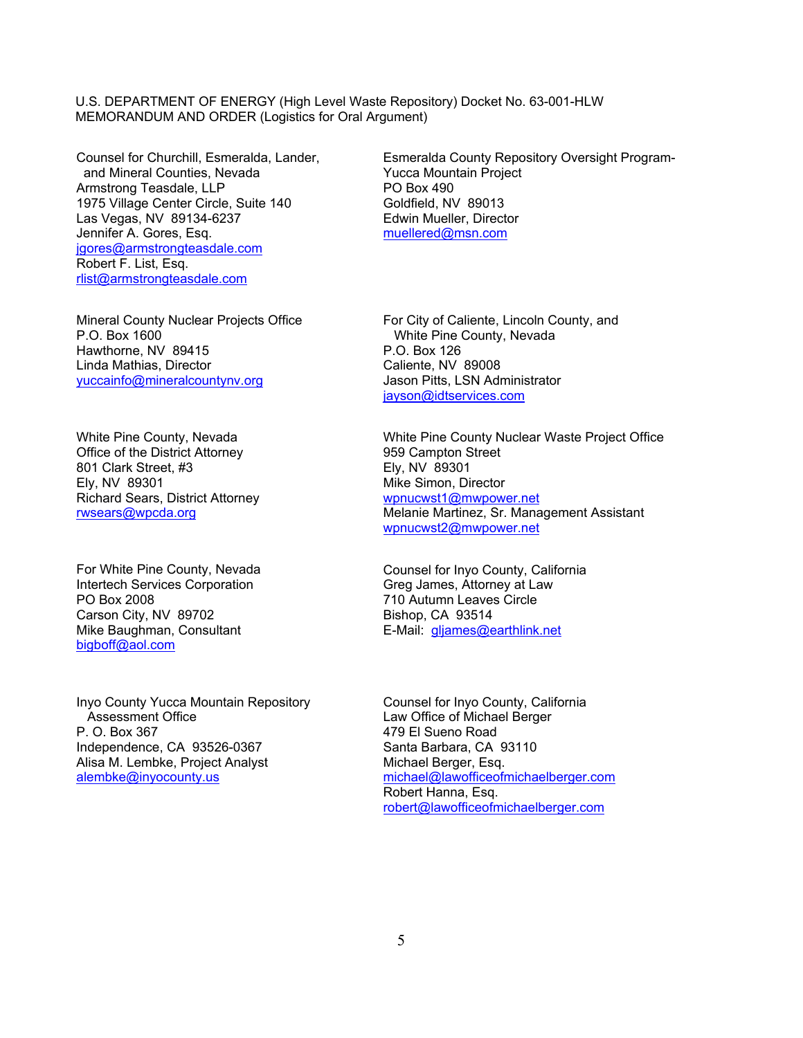U.S. DEPARTMENT OF ENERGY (High Level Waste Repository) Docket No. 63-001-HLW
MEMORANDUM AND ORDER (Logistics for Oral Argument)

Counsel for Churchill, Esmeralda, Lander, and Mineral Counties, Nevada
Armstrong Teasdale, LLP
1975 Village Center Circle, Suite 140
Las Vegas, NV 89134-6237
Jennifer A. Gores, Esq.
jgores@armstrongteasdale.com
Robert F. List, Esq.
rlist@armstrongteasdale.com

Esmeralda County Repository Oversight Program-Yucca Mountain Project
PO Box 490
Goldfield, NV 89013
Edwin Mueller, Director
muellered@msn.com

Mineral County Nuclear Projects Office
P.O. Box 1600
Hawthorne, NV 89415
Linda Mathias, Director
yuccainfo@mineralcountynv.org

For City of Caliente, Lincoln County, and White Pine County, Nevada
P.O. Box 126
Caliente, NV 89008
Jason Pitts, LSN Administrator
jayson@idtservices.com

White Pine County, Nevada
Office of the District Attorney
801 Clark Street, #3
Ely, NV 89301
Richard Sears, District Attorney
rwsears@wpcda.org

White Pine County Nuclear Waste Project Office
959 Campton Street
Ely, NV 89301
Mike Simon, Director
wpnucwst1@mwpower.net
Melanie Martinez, Sr. Management Assistant
wpnucwst2@mwpower.net

For White Pine County, Nevada
Intertech Services Corporation
PO Box 2008
Carson City, NV 89702
Mike Baughman, Consultant
bigboff@aol.com

Counsel for Inyo County, California
Greg James, Attorney at Law
710 Autumn Leaves Circle
Bishop, CA 93514
E-Mail: gljames@earthlink.net

Inyo County Yucca Mountain Repository Assessment Office
P. O. Box 367
Independence, CA 93526-0367
Alisa M. Lembke, Project Analyst
alembke@inyocounty.us

Counsel for Inyo County, California
Law Office of Michael Berger
479 El Sueno Road
Santa Barbara, CA 93110
Michael Berger, Esq.
michael@lawofficeofmichaelberger.com
Robert Hanna, Esq.
robert@lawofficeofmichaelberger.com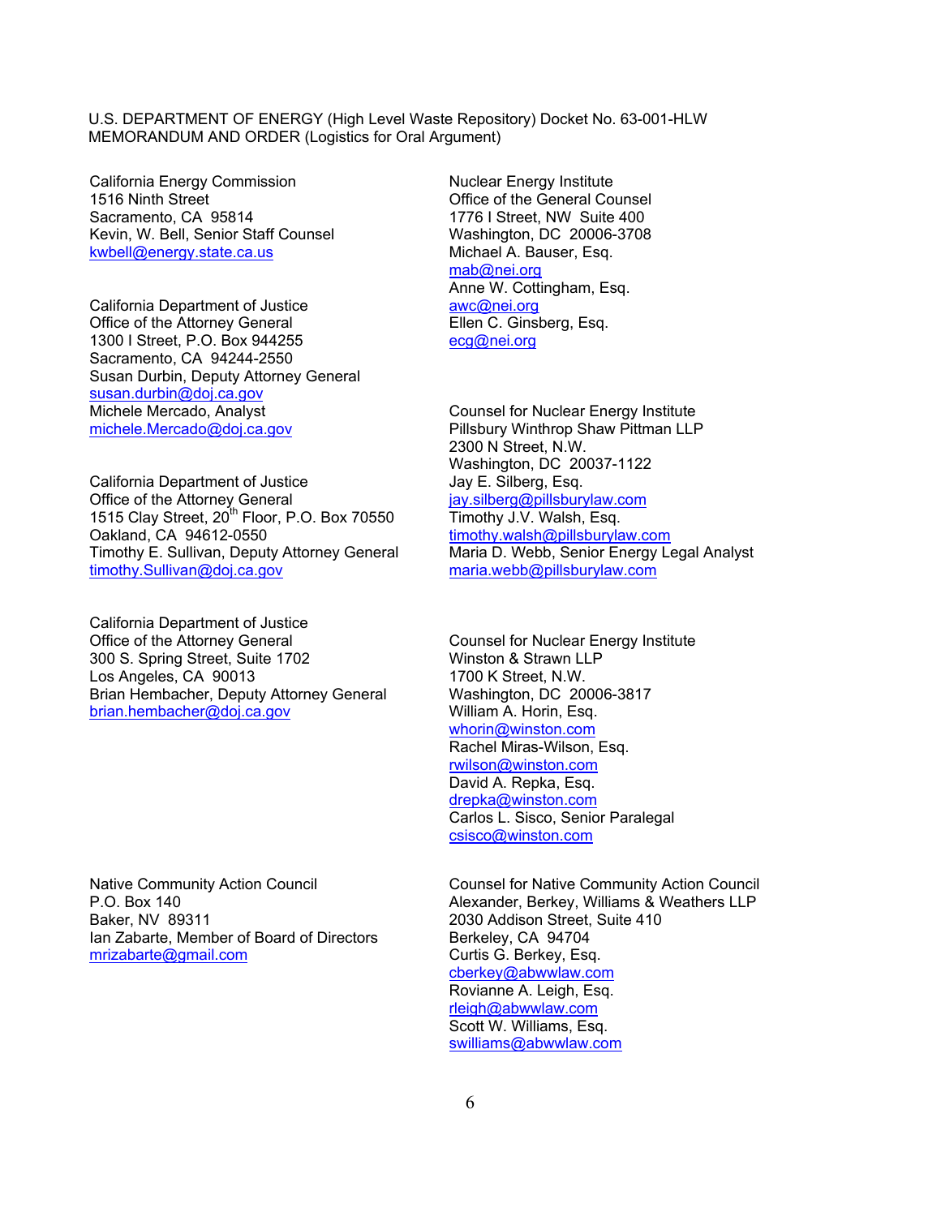U.S. DEPARTMENT OF ENERGY (High Level Waste Repository) Docket No. 63-001-HLW
MEMORANDUM AND ORDER (Logistics for Oral Argument)

California Energy Commission
1516 Ninth Street
Sacramento, CA 95814
Kevin, W. Bell, Senior Staff Counsel
kwbell@energy.state.ca.us

California Department of Justice
Office of the Attorney General
1300 I Street, P.O. Box 944255
Sacramento, CA 94244-2550
Susan Durbin, Deputy Attorney General
susan.durbin@doj.ca.gov
Michele Mercado, Analyst
michele.Mercado@doj.ca.gov

California Department of Justice
Office of the Attorney General
1515 Clay Street, 20th Floor, P.O. Box 70550
Oakland, CA 94612-0550
Timothy E. Sullivan, Deputy Attorney General
timothy.Sullivan@doj.ca.gov

California Department of Justice
Office of the Attorney General
300 S. Spring Street, Suite 1702
Los Angeles, CA 90013
Brian Hembacher, Deputy Attorney General
brian.hembacher@doj.ca.gov

Native Community Action Council
P.O. Box 140
Baker, NV 89311
Ian Zabarte, Member of Board of Directors
mrizabarte@gmail.com

Nuclear Energy Institute
Office of the General Counsel
1776 I Street, NW Suite 400
Washington, DC 20006-3708
Michael A. Bauser, Esq.
mab@nei.org
Anne W. Cottingham, Esq.
awc@nei.org
Ellen C. Ginsberg, Esq.
ecg@nei.org

Counsel for Nuclear Energy Institute
Pillsbury Winthrop Shaw Pittman LLP
2300 N Street, N.W.
Washington, DC 20037-1122
Jay E. Silberg, Esq.
jay.silberg@pillsburylaw.com
Timothy J.V. Walsh, Esq.
timothy.walsh@pillsburylaw.com
Maria D. Webb, Senior Energy Legal Analyst
maria.webb@pillsburylaw.com

Counsel for Nuclear Energy Institute
Winston & Strawn LLP
1700 K Street, N.W.
Washington, DC 20006-3817
William A. Horin, Esq.
whorin@winston.com
Rachel Miras-Wilson, Esq.
rwilson@winston.com
David A. Repka, Esq.
drepka@winston.com
Carlos L. Sisco, Senior Paralegal
csisco@winston.com

Counsel for Native Community Action Council
Alexander, Berkey, Williams & Weathers LLP
2030 Addison Street, Suite 410
Berkeley, CA 94704
Curtis G. Berkey, Esq.
cberkey@abwwlaw.com
Rovianne A. Leigh, Esq.
rleigh@abwwlaw.com
Scott W. Williams, Esq.
swilliams@abwwlaw.com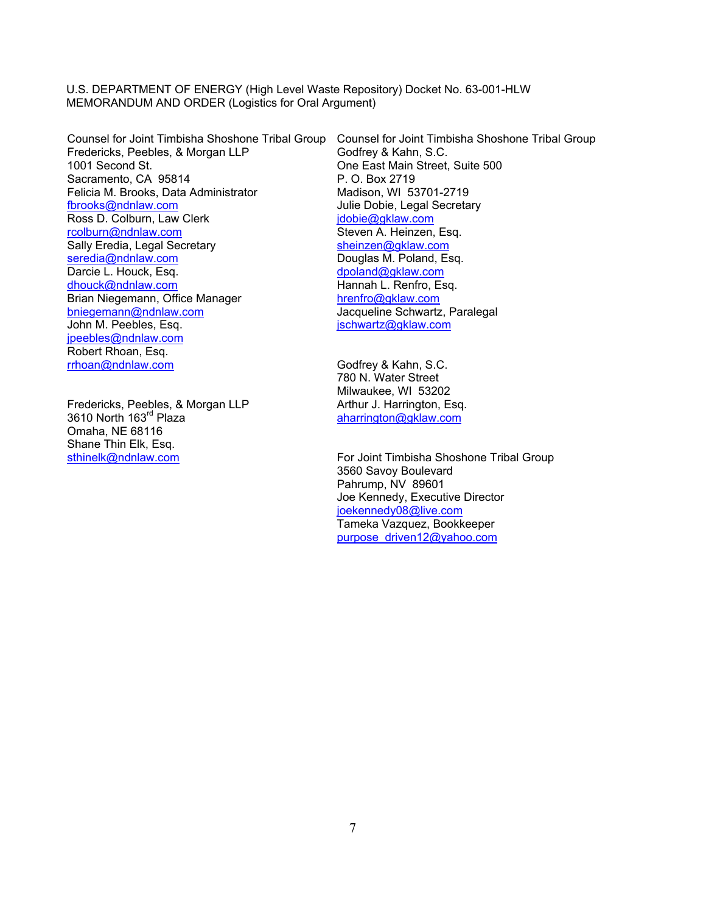U.S. DEPARTMENT OF ENERGY (High Level Waste Repository) Docket No. 63-001-HLW
MEMORANDUM AND ORDER (Logistics for Oral Argument)

Counsel for Joint Timbisha Shoshone Tribal Group
Fredericks, Peebles, & Morgan LLP
1001 Second St.
Sacramento, CA 95814
Felicia M. Brooks, Data Administrator
fbrooks@ndnlaw.com
Ross D. Colburn, Law Clerk
rcolburn@ndnlaw.com
Sally Eredia, Legal Secretary
seredia@ndnlaw.com
Darcie L. Houck, Esq.
dhouck@ndnlaw.com
Brian Niegemann, Office Manager
bniegemann@ndnlaw.com
John M. Peebles, Esq.
jpeebles@ndnlaw.com
Robert Rhoan, Esq.
rrhoan@ndnlaw.com

Fredericks, Peebles, & Morgan LLP
3610 North 163rd Plaza
Omaha, NE 68116
Shane Thin Elk, Esq.
sthinelk@ndnlaw.com

Counsel for Joint Timbisha Shoshone Tribal Group
Godfrey & Kahn, S.C.
One East Main Street, Suite 500
P. O. Box 2719
Madison, WI 53701-2719
Julie Dobie, Legal Secretary
jdobie@gklaw.com
Steven A. Heinzen, Esq.
sheinzen@gklaw.com
Douglas M. Poland, Esq.
dpoland@gklaw.com
Hannah L. Renfro, Esq.
hrenfro@gklaw.com
Jacqueline Schwartz, Paralegal
jschwartz@gklaw.com

Godfrey & Kahn, S.C.
780 N. Water Street
Milwaukee, WI 53202
Arthur J. Harrington, Esq.
aharrington@gklaw.com

For Joint Timbisha Shoshone Tribal Group
3560 Savoy Boulevard
Pahrump, NV 89601
Joe Kennedy, Executive Director
joekennedy08@live.com
Tameka Vazquez, Bookkeeper
purpose_driven12@yahoo.com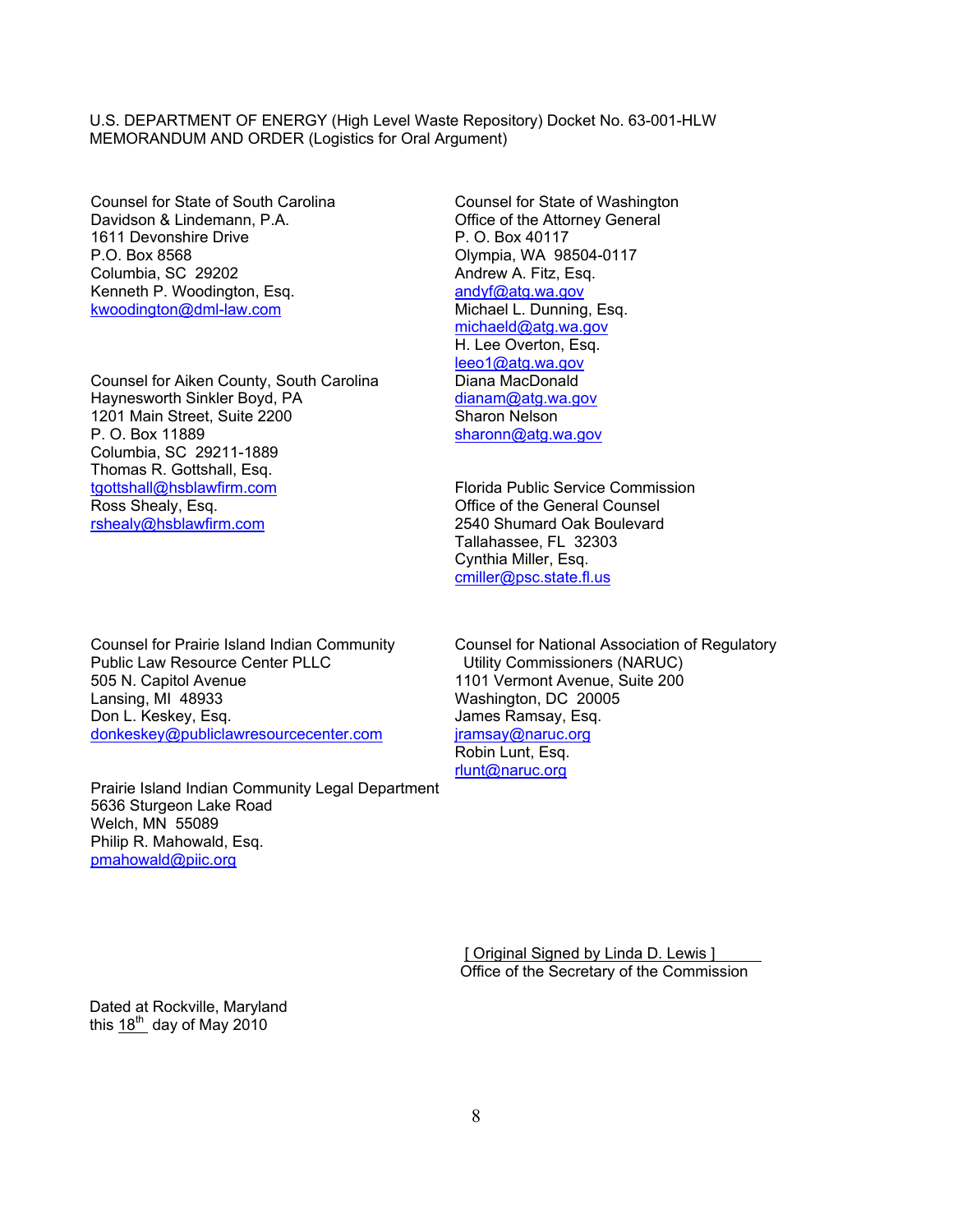U.S. DEPARTMENT OF ENERGY (High Level Waste Repository) Docket No. 63-001-HLW
MEMORANDUM AND ORDER (Logistics for Oral Argument)

Counsel for State of South Carolina
Davidson & Lindemann, P.A.
1611 Devonshire Drive
P.O. Box 8568
Columbia, SC 29202
Kenneth P. Woodington, Esq.
kwoodington@dml-law.com

Counsel for Aiken County, South Carolina
Haynesworth Sinkler Boyd, PA
1201 Main Street, Suite 2200
P. O. Box 11889
Columbia, SC 29211-1889
Thomas R. Gottshall, Esq.
tgottshall@hsblawfirm.com
Ross Shealy, Esq.
rshealy@hsblawfirm.com

Counsel for State of Washington
Office of the Attorney General
P. O. Box 40117
Olympia, WA 98504-0117
Andrew A. Fitz, Esq.
andyf@atg.wa.gov
Michael L. Dunning, Esq.
michaeld@atg.wa.gov
H. Lee Overton, Esq.
leeo1@atg.wa.gov
Diana MacDonald
dianam@atg.wa.gov
Sharon Nelson
sharonn@atg.wa.gov

Florida Public Service Commission
Office of the General Counsel
2540 Shumard Oak Boulevard
Tallahassee, FL 32303
Cynthia Miller, Esq.
cmiller@psc.state.fl.us

Counsel for Prairie Island Indian Community
Public Law Resource Center PLLC
505 N. Capitol Avenue
Lansing, MI 48933
Don L. Keskey, Esq.
donkeskey@publiclawresourcecenter.com

Prairie Island Indian Community Legal Department
5636 Sturgeon Lake Road
Welch, MN 55089
Philip R. Mahowald, Esq.
pmahowald@piic.org

Counsel for National Association of Regulatory Utility Commissioners (NARUC)
1101 Vermont Avenue, Suite 200
Washington, DC 20005
James Ramsay, Esq.
jramsay@naruc.org
Robin Lunt, Esq.
rlunt@naruc.org

[ Original Signed by Linda D. Lewis ]
Office of the Secretary of the Commission

Dated at Rockville, Maryland
this 18th day of May 2010